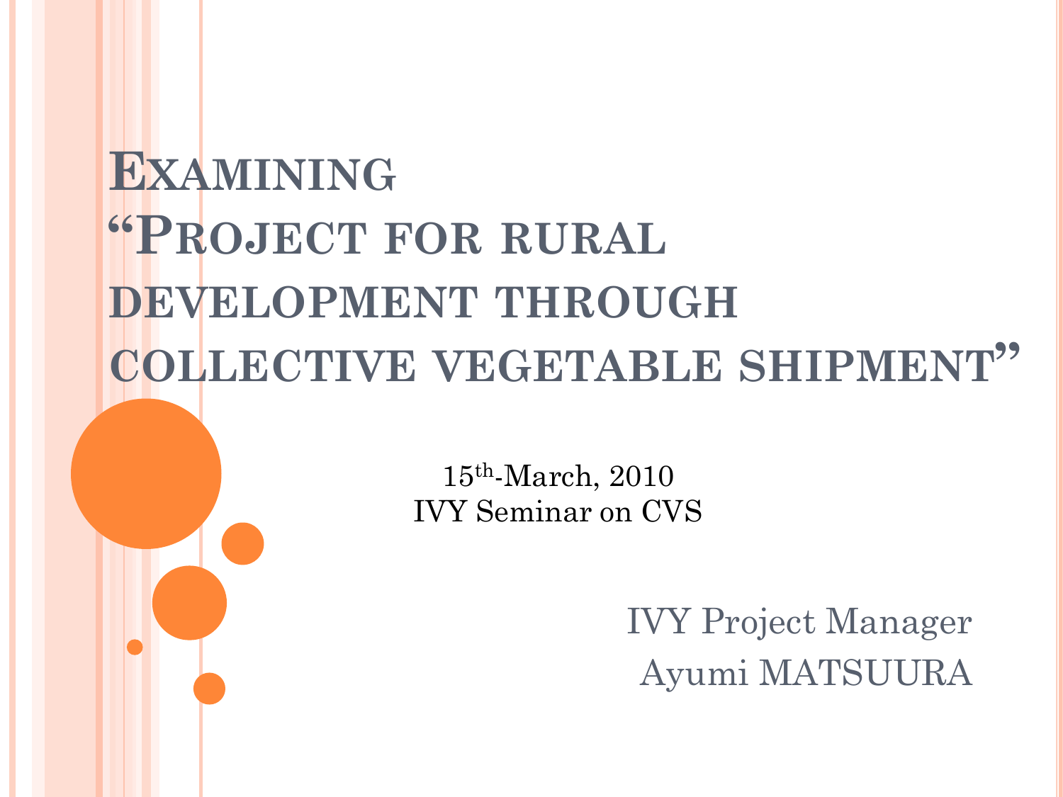# Examining "Project for rural development through collective vegetable shipment"

15th-March, 2010
IVY Seminar on CVS

IVY Project Manager
Ayumi MATSUURA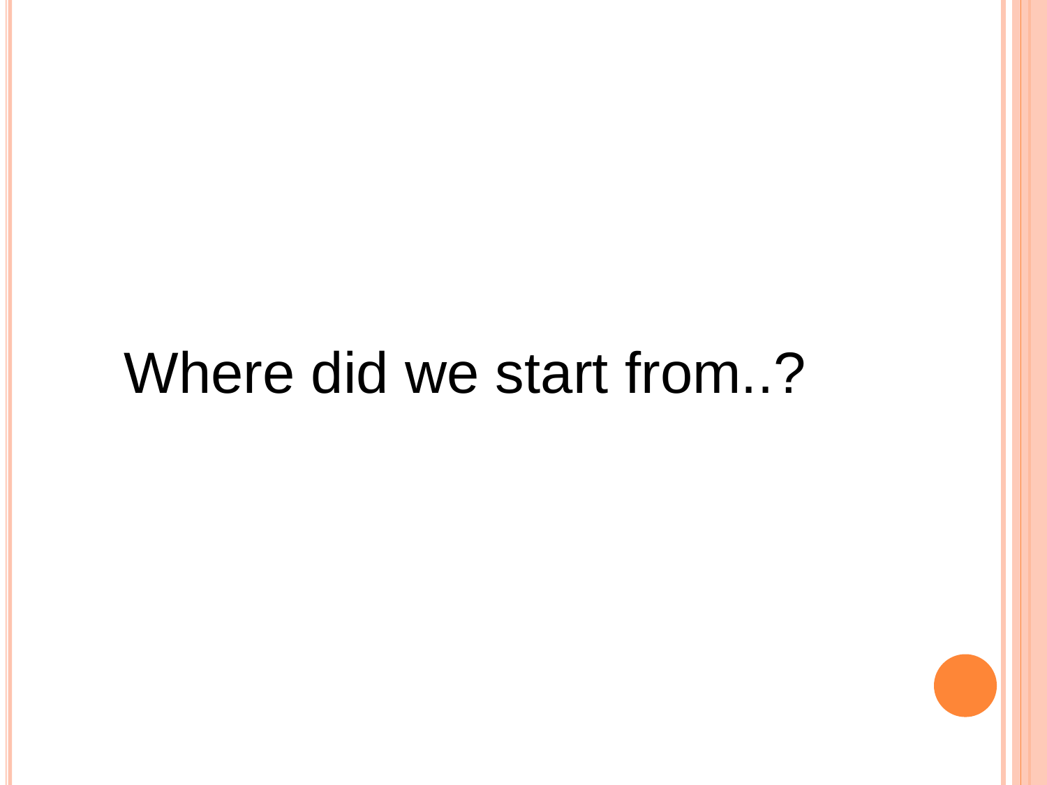# Where did we start from..?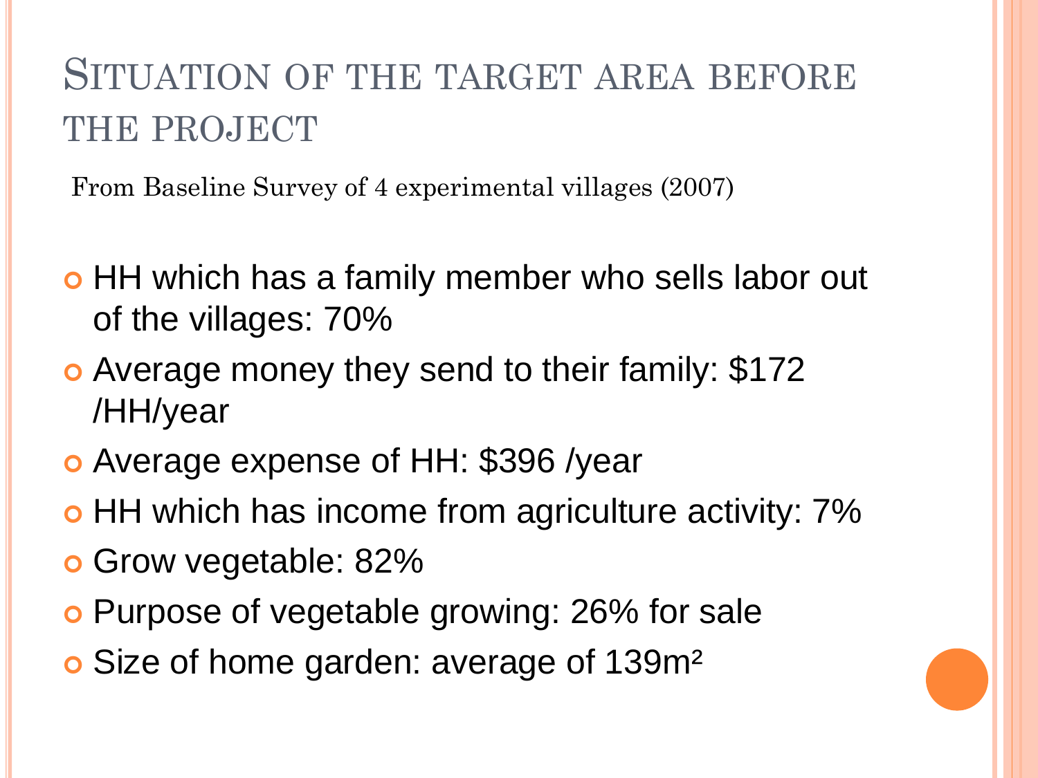# Situation of the target area before the project

From Baseline Survey of 4 experimental villages (2007)

- HH which has a family member who sells labor out of the villages: 70%
- Average money they send to their family: $172 /HH/year
- Average expense of HH: $396 /year
- HH which has income from agriculture activity: 7%
- Grow vegetable: 82%
- Purpose of vegetable growing: 26% for sale
- Size of home garden: average of 139m²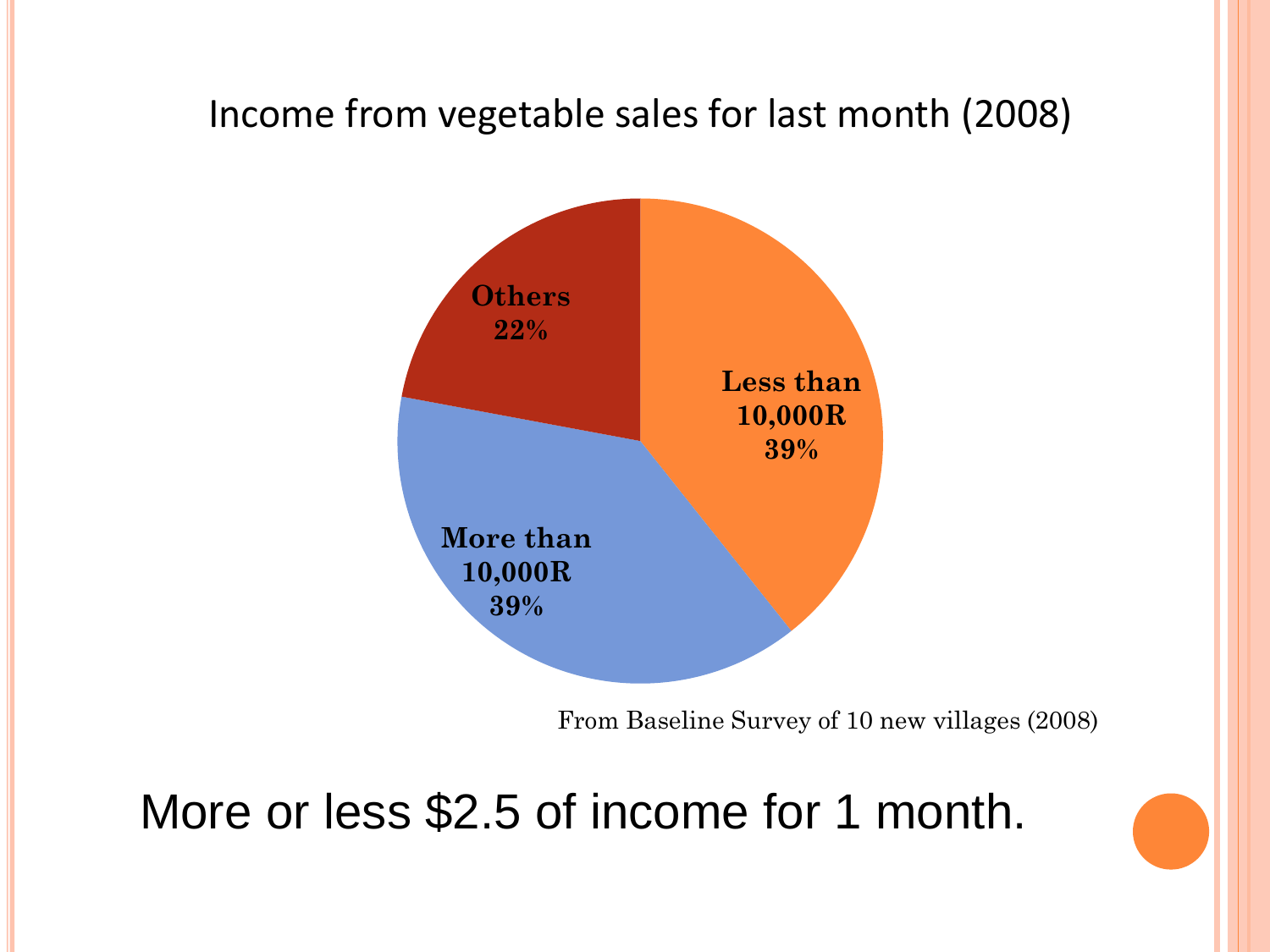## Income from vegetable sales for last month (2008)

| Category | Share |
| --- | --- |
| Less than 10,000R | 39% |
| More than 10,000R | 39% |
| Others | 22% |

From Baseline Survey of 10 new villages (2008)

More or less $2.5 of income for 1 month.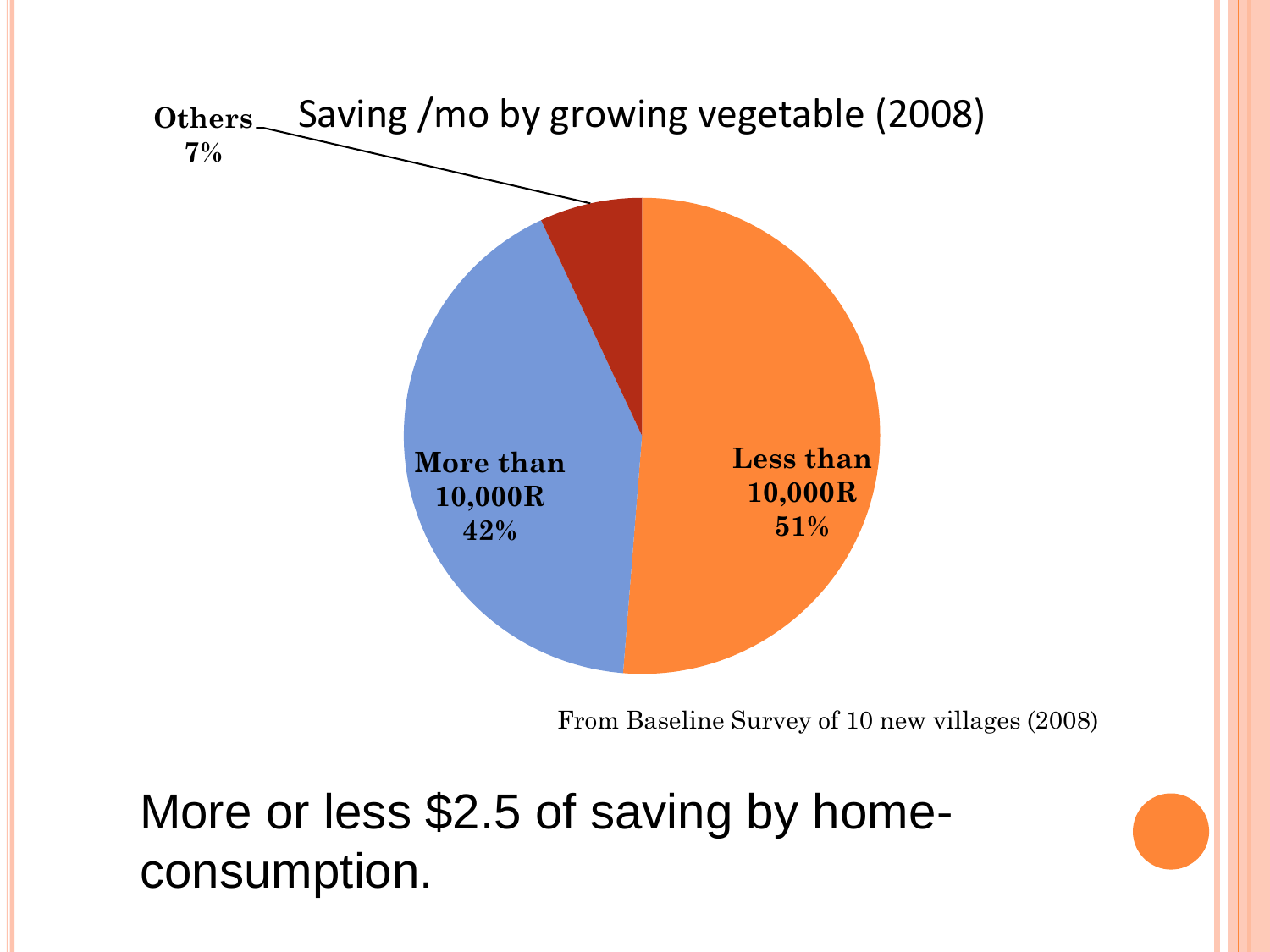## Saving /mo by growing vegetable (2008)

- Less than 10,000R: 51%
- More than 10,000R: 42%
- Others: 7%

From Baseline Survey of 10 new villages (2008)

More or less $2.5 of saving by home-consumption.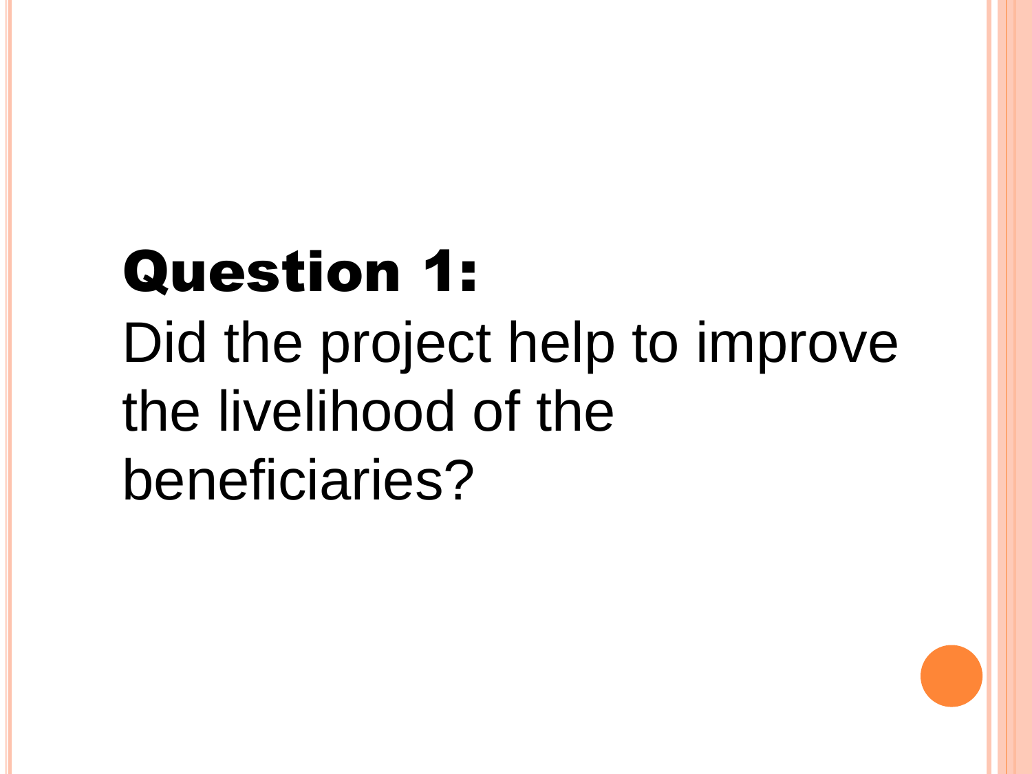**Question 1:**

Did the project help to improve the livelihood of the beneficiaries?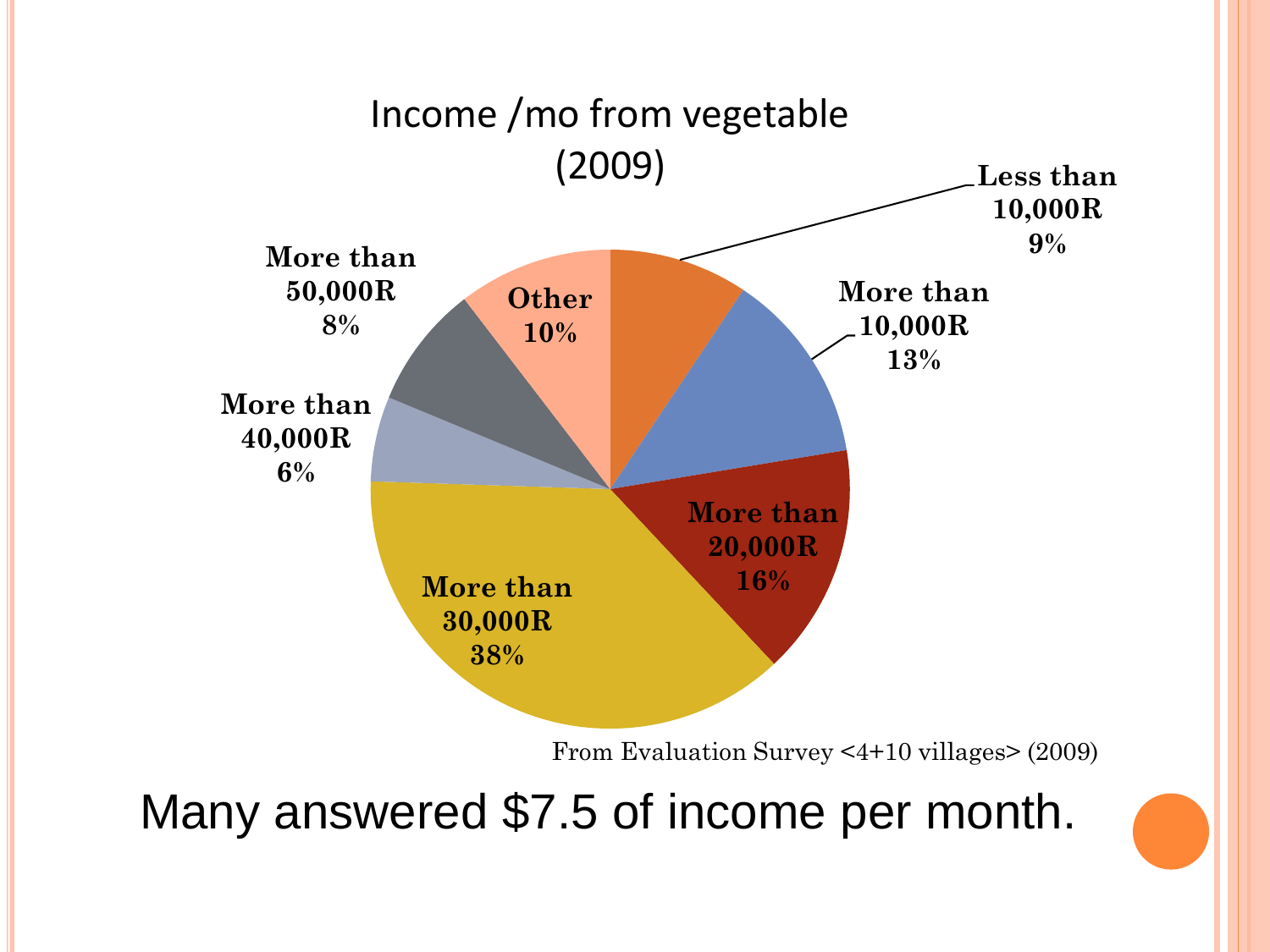## Income /mo from vegetable (2009)

| Category | Share |
|---|---|
| Less than 10,000R | 9% |
| More than 10,000R | 13% |
| More than 20,000R | 16% |
| More than 30,000R | 38% |
| More than 40,000R | 6% |
| More than 50,000R | 8% |
| Other | 10% |

From Evaluation Survey <4+10 villages> (2009)

Many answered $7.5 of income per month.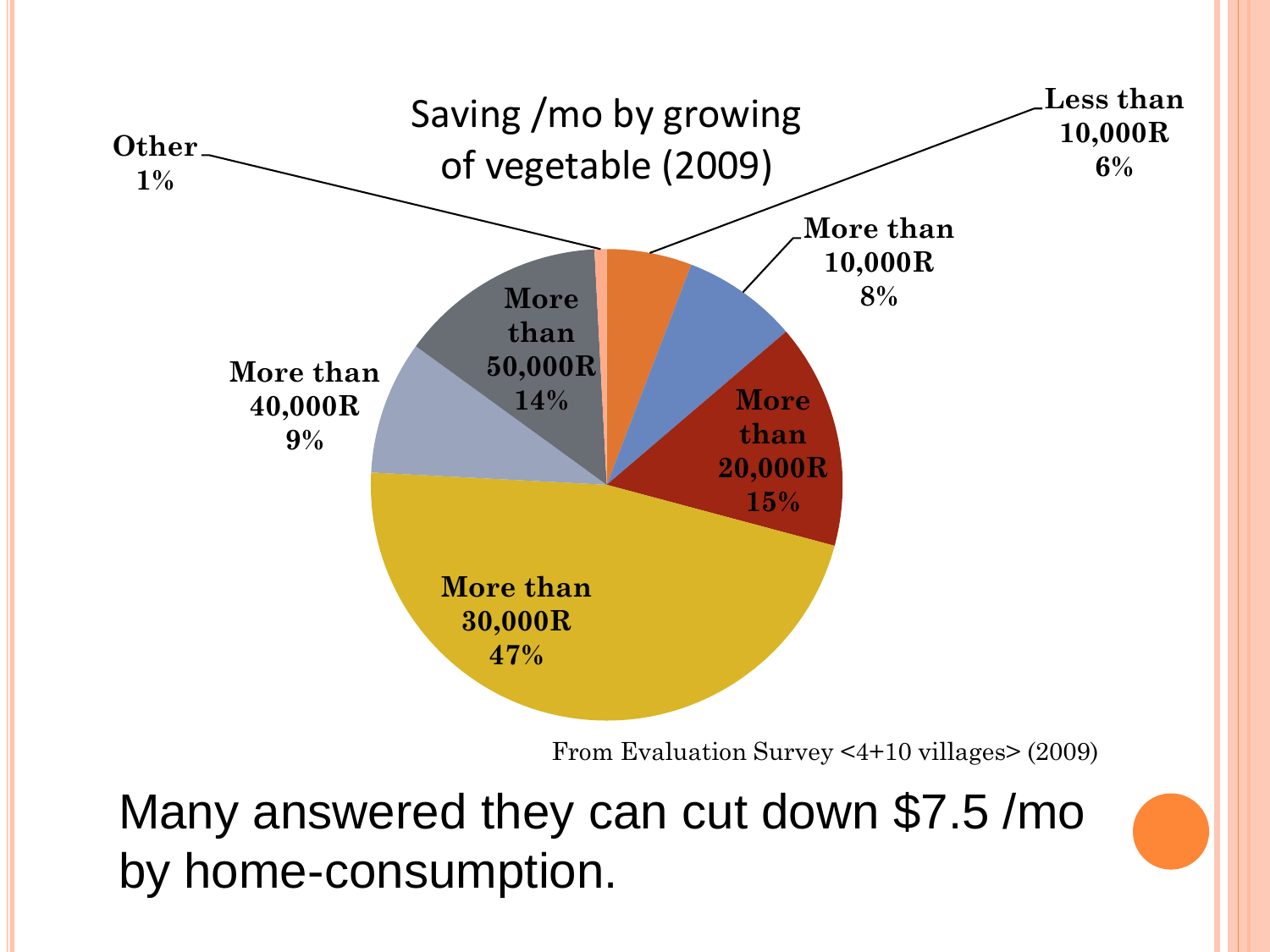Saving /mo by growing of vegetable (2009)

| Category | Percentage |
| --- | --- |
| Less than 10,000R | 6% |
| More than 10,000R | 8% |
| More than 20,000R | 15% |
| More than 30,000R | 47% |
| More than 40,000R | 9% |
| More than 50,000R | 14% |
| Other | 1% |

From Evaluation Survey <4+10 villages> (2009)

Many answered they can cut down $7.5 /mo by home-consumption.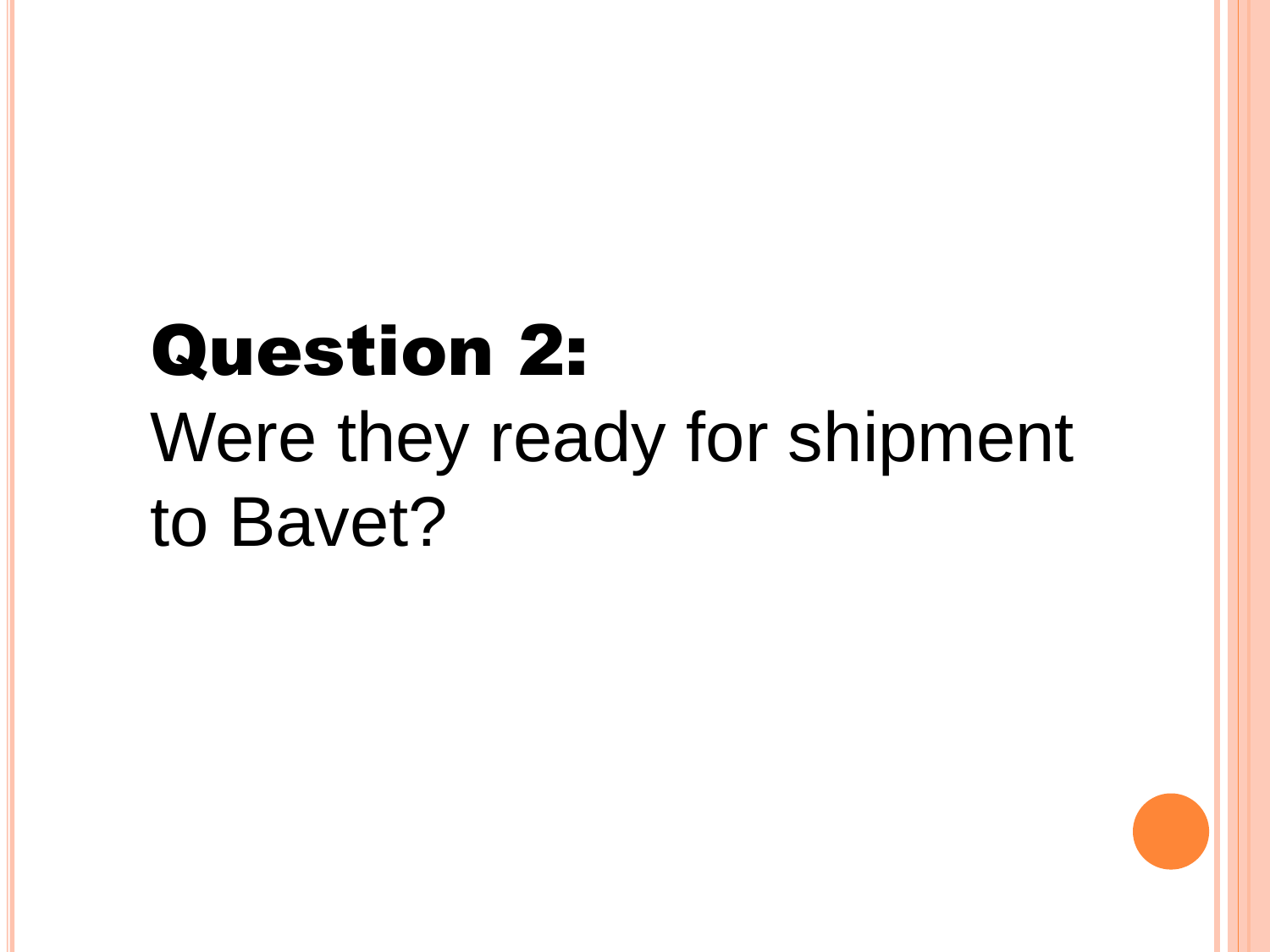**Question 2:**

Were they ready for shipment to Bavet?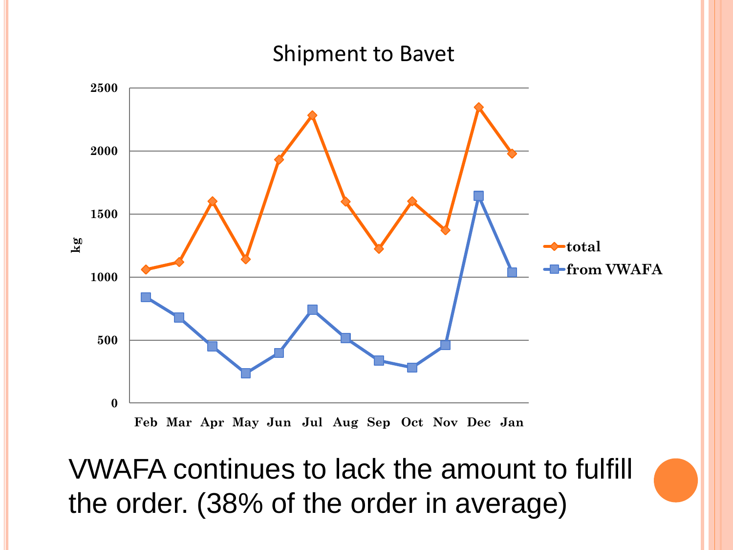Shipment to Bavet

VWAFA continues to lack the amount to fulfill the order. (38% of the order in average)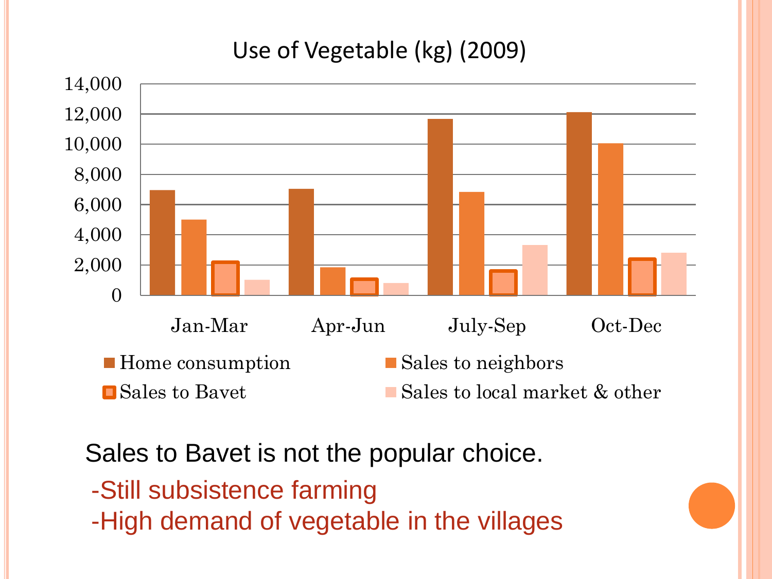## Use of Vegetable (kg) (2009)

| | Home consumption | Sales to neighbors | Sales to Bavet | Sales to local market & other |
|---|---|---|---|---|
| Jan-Mar | ~6,900 | ~5,000 | ~2,200 | ~1,000 |
| Apr-Jun | ~7,000 | ~1,800 | ~1,100 | ~800 |
| July-Sep | ~11,700 | ~6,800 | ~1,600 | ~3,300 |
| Oct-Dec | ~12,100 | ~10,000 | ~2,400 | ~2,800 |

Sales to Bavet is not the popular choice.

- Still subsistence farming
- High demand of vegetable in the villages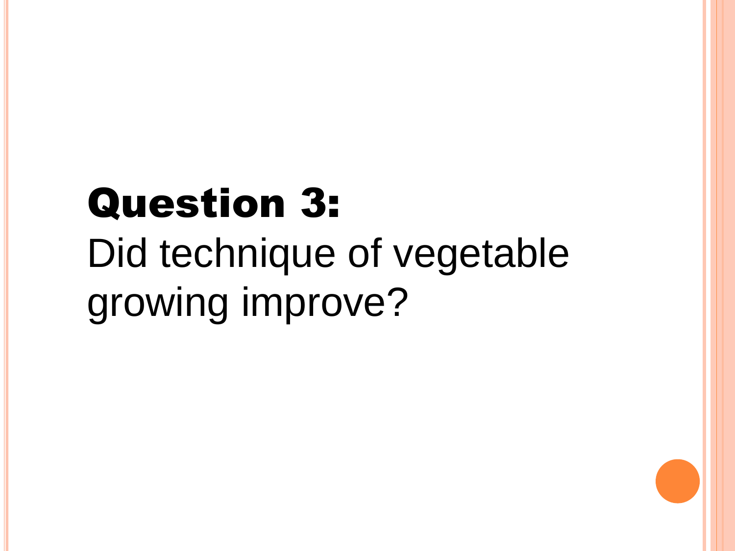**Question 3:**

Did technique of vegetable growing improve?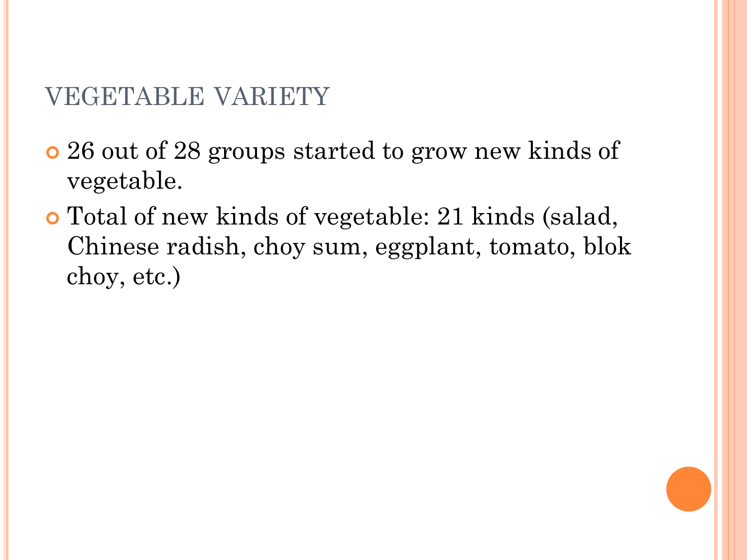# VEGETABLE VARIETY

- 26 out of 28 groups started to grow new kinds of vegetable.
- Total of new kinds of vegetable: 21 kinds (salad, Chinese radish, choy sum, eggplant, tomato, blok choy, etc.)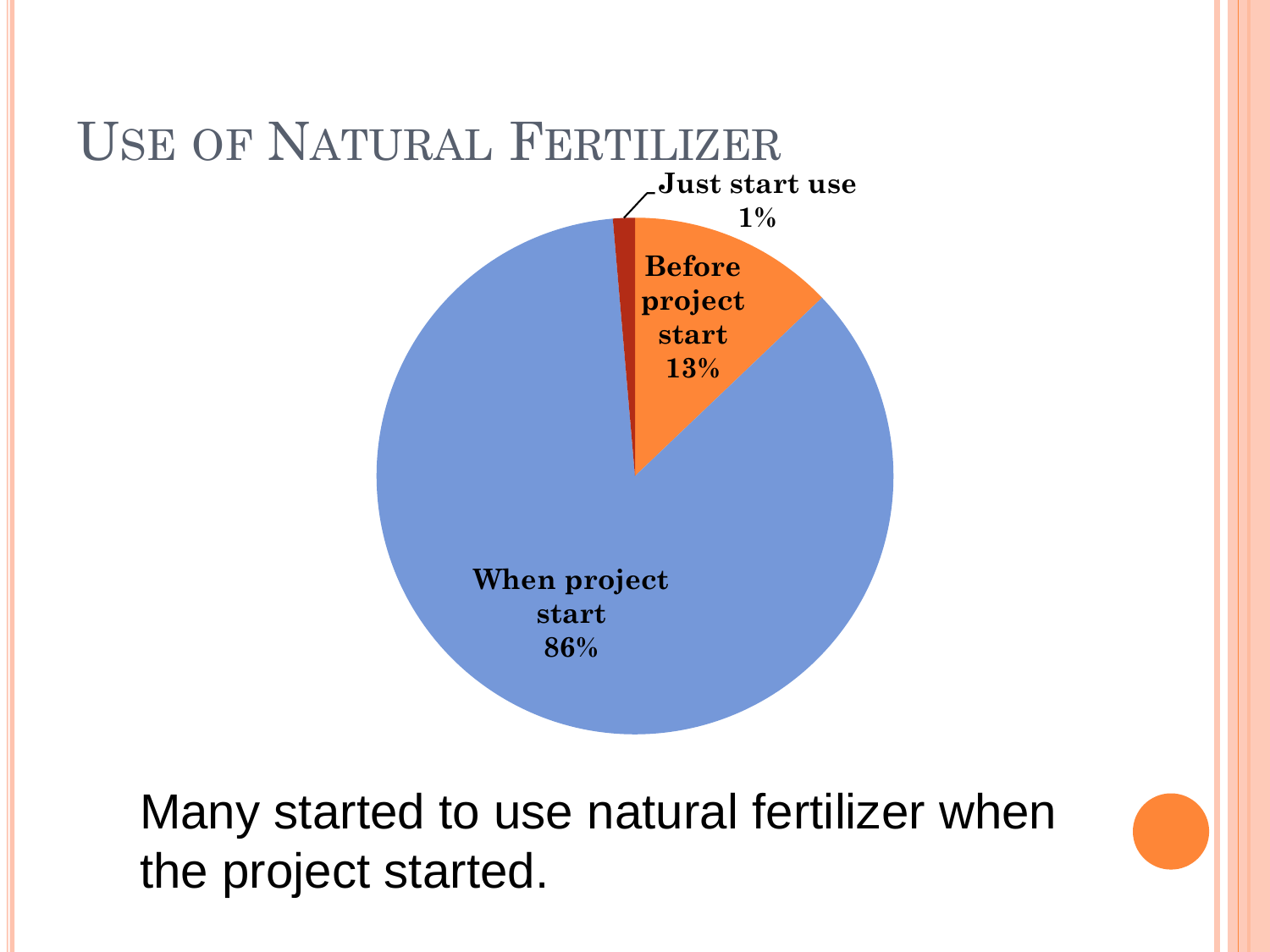# Use of Natural Fertilizer

Just start use 1%

Before project start 13%

When project start 86%

Many started to use natural fertilizer when the project started.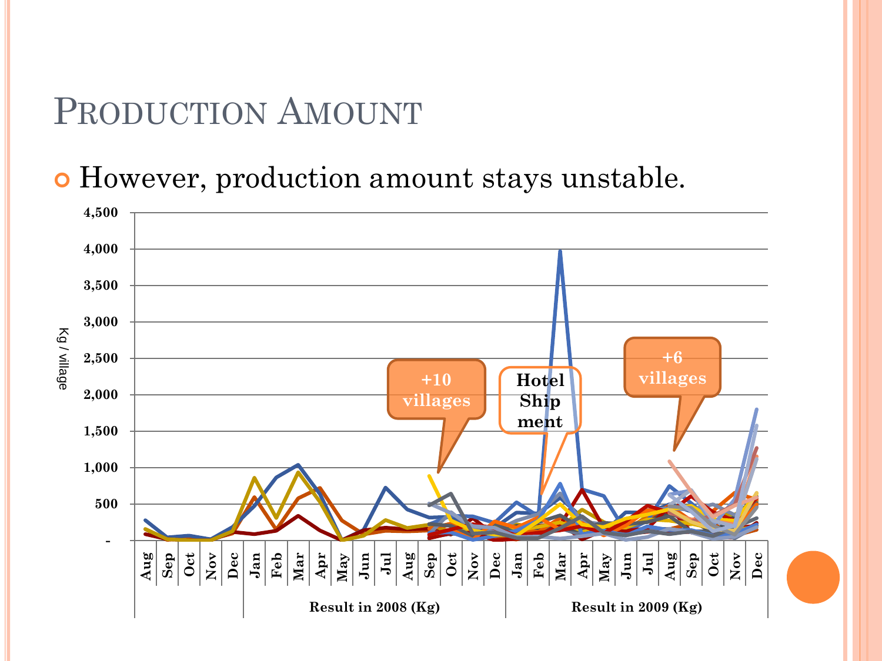# Production Amount

- However, production amount stays unstable.

Kg / village

4,500
4,000
3,500
3,000
2,500
2,000
1,500
1,000
500
-

+10 villages

Hotel Ship ment

+6 villages

Aug Sep Oct Nov Dec Jan Feb Mar Apr May Jun Jul Aug Sep Oct Nov Dec Jan Feb Mar Apr May Jun Jul Aug Sep Oct Nov Dec

Result in 2008 (Kg)

Result in 2009 (Kg)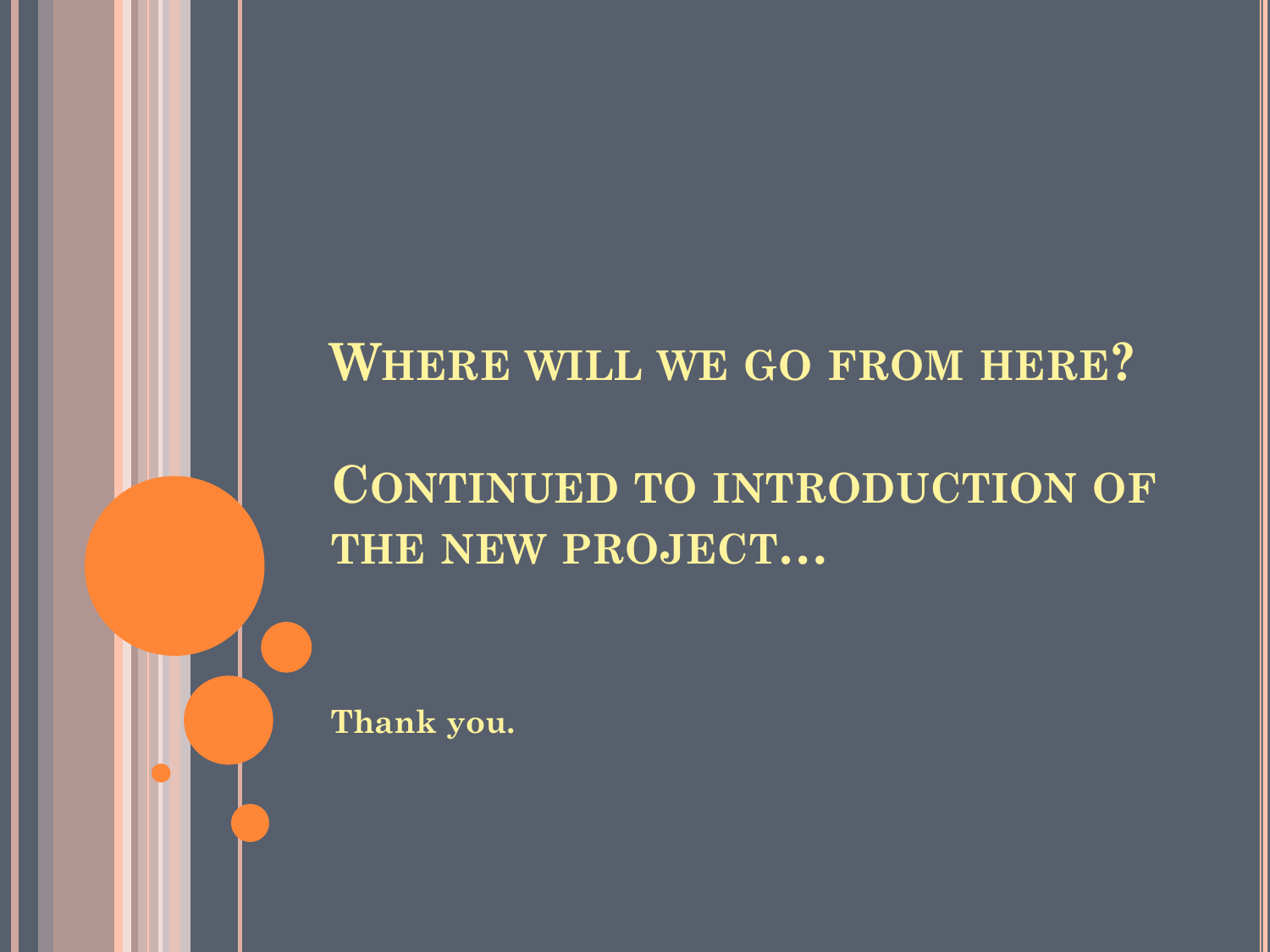# Where will we go from here?

# Continued to introduction of the new project…

**Thank you.**